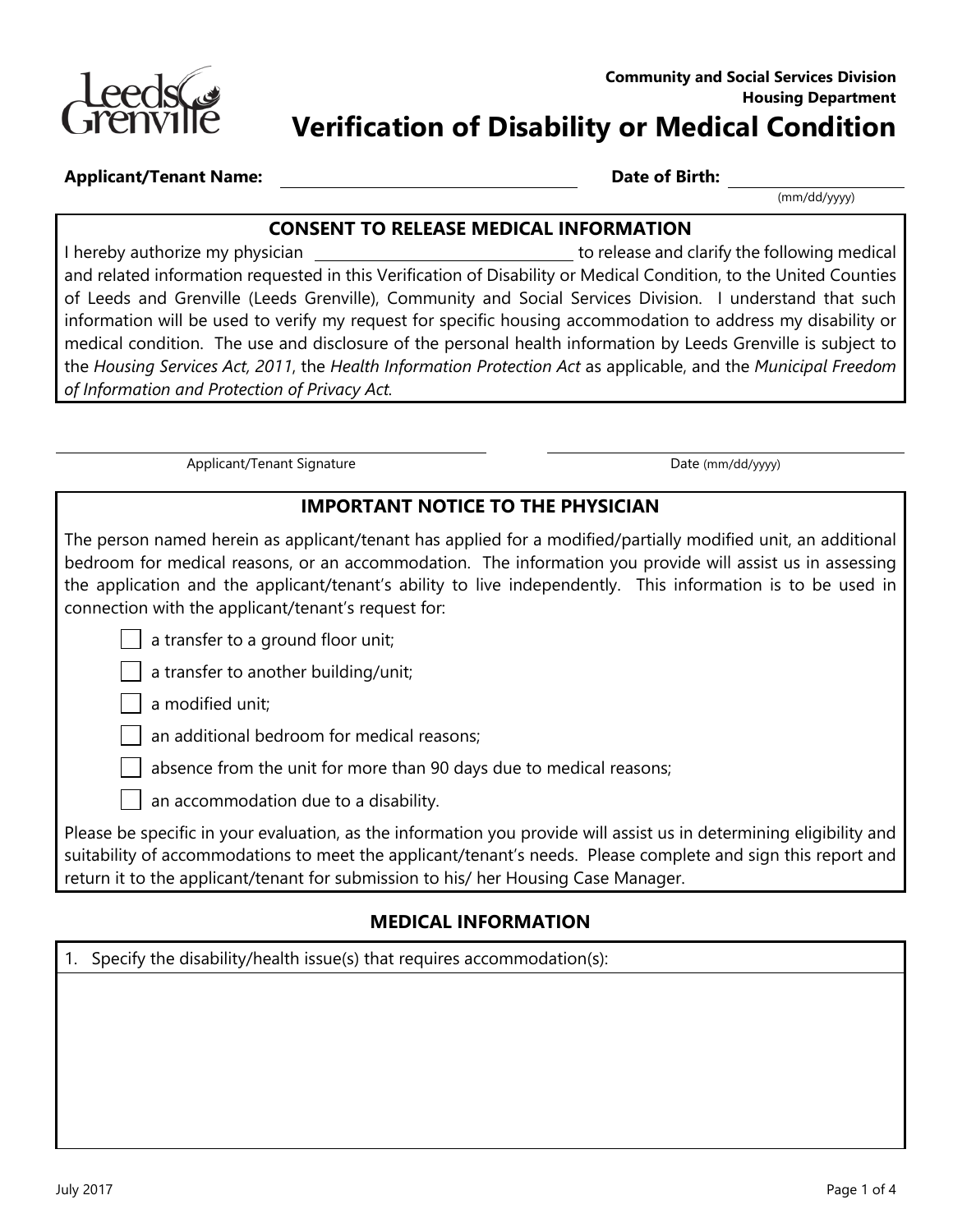**Community and Social Services Division**
**Housing Department**

# Verification of Disability or Medical Condition

**Applicant/Tenant Name:** ______________________________ **Date of Birth:** ____________________ (mm/dd/yyyy)

## CONSENT TO RELEASE MEDICAL INFORMATION

I hereby authorize my physician ______________________________ to release and clarify the following medical and related information requested in this Verification of Disability or Medical Condition, to the United Counties of Leeds and Grenville (Leeds Grenville), Community and Social Services Division. I understand that such information will be used to verify my request for specific housing accommodation to address my disability or medical condition. The use and disclosure of the personal health information by Leeds Grenville is subject to the *Housing Services Act, 2011*, the *Health Information Protection Act* as applicable, and the *Municipal Freedom of Information and Protection of Privacy Act.*

______________________________ Applicant/Tenant Signature

______________________________ Date (mm/dd/yyyy)

## IMPORTANT NOTICE TO THE PHYSICIAN

The person named herein as applicant/tenant has applied for a modified/partially modified unit, an additional bedroom for medical reasons, or an accommodation. The information you provide will assist us in assessing the application and the applicant/tenant's ability to live independently. This information is to be used in connection with the applicant/tenant's request for:

- ☐ a transfer to a ground floor unit;
- ☐ a transfer to another building/unit;
- ☐ a modified unit;
- ☐ an additional bedroom for medical reasons;
- ☐ absence from the unit for more than 90 days due to medical reasons;
- ☐ an accommodation due to a disability.

Please be specific in your evaluation, as the information you provide will assist us in determining eligibility and suitability of accommodations to meet the applicant/tenant's needs. Please complete and sign this report and return it to the applicant/tenant for submission to his/ her Housing Case Manager.

## MEDICAL INFORMATION

1. Specify the disability/health issue(s) that requires accommodation(s):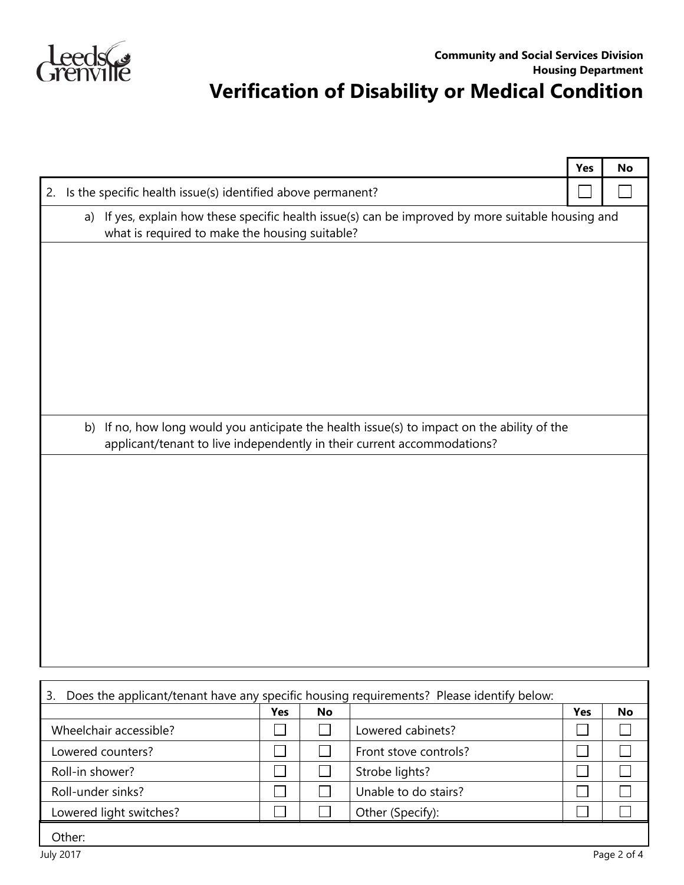Community and Social Services Division
Housing Department

# Verification of Disability or Medical Condition

| | Yes | No |
|---|---|---|
| 2. Is the specific health issue(s) identified above permanent? | ☐ | ☐ |

a) If yes, explain how these specific health issue(s) can be improved by more suitable housing and what is required to make the housing suitable?

b) If no, how long would you anticipate the health issue(s) to impact on the ability of the applicant/tenant to live independently in their current accommodations?

3. Does the applicant/tenant have any specific housing requirements? Please identify below:

| | Yes | No | | Yes | No |
|---|---|---|---|---|---|
| Wheelchair accessible? | ☐ | ☐ | Lowered cabinets? | ☐ | ☐ |
| Lowered counters? | ☐ | ☐ | Front stove controls? | ☐ | ☐ |
| Roll-in shower? | ☐ | ☐ | Strobe lights? | ☐ | ☐ |
| Roll-under sinks? | ☐ | ☐ | Unable to do stairs? | ☐ | ☐ |
| Lowered light switches? | ☐ | ☐ | Other (Specify): | ☐ | ☐ |

Other:

July 2017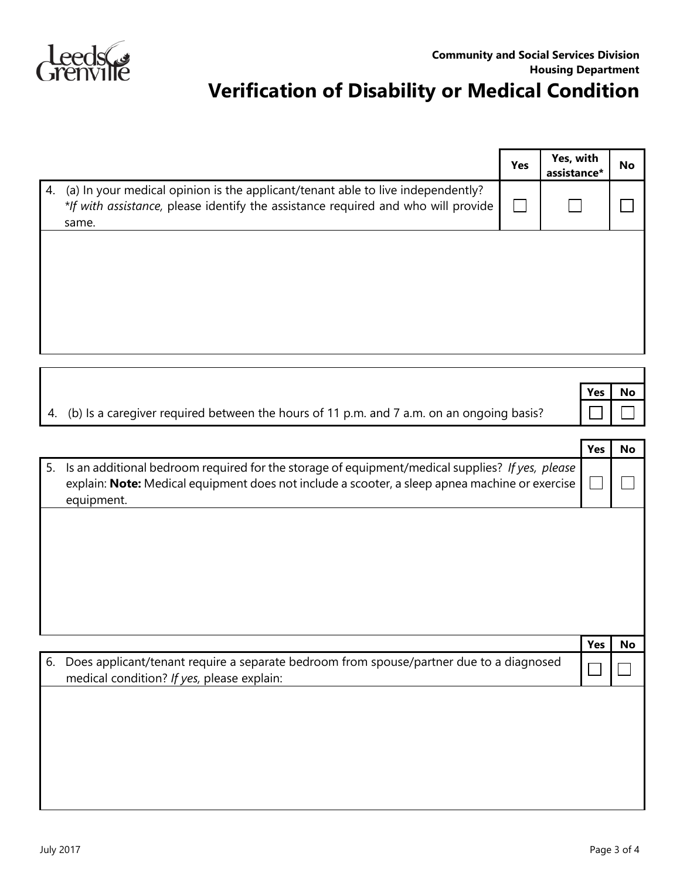**Community and Social Services Division**
**Housing Department**

# Verification of Disability or Medical Condition

| | Yes | Yes, with assistance* | No |
|---|---|---|---|
| 4. (a) In your medical opinion is the applicant/tenant able to live independently? *\*If with assistance,* please identify the assistance required and who will provide same. | ☐ | ☐ | ☐ |

| | Yes | No |
|---|---|---|
| 4. (b) Is a caregiver required between the hours of 11 p.m. and 7 a.m. on an ongoing basis? | ☐ | ☐ |

| | Yes | No |
|---|---|---|
| 5. Is an additional bedroom required for the storage of equipment/medical supplies? *If yes, please* explain: **Note:** Medical equipment does not include a scooter, a sleep apnea machine or exercise equipment. | ☐ | ☐ |

| | Yes | No |
|---|---|---|
| 6. Does applicant/tenant require a separate bedroom from spouse/partner due to a diagnosed medical condition? *If yes,* please explain: | ☐ | ☐ |

July 2017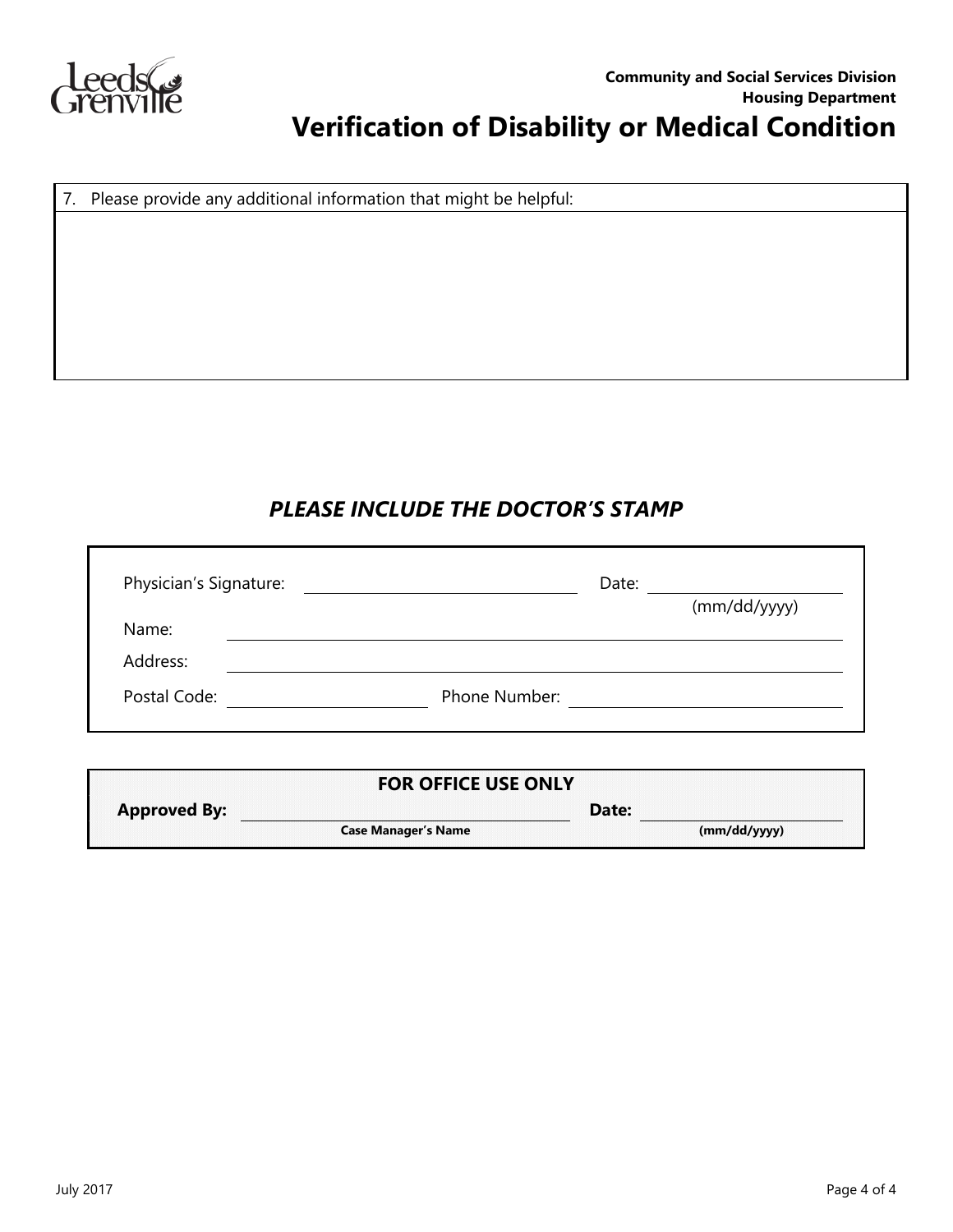Community and Social Services Division
Housing Department

# Verification of Disability or Medical Condition

| 7. Please provide any additional information that might be helpful: |
| --- |
| |

***PLEASE INCLUDE THE DOCTOR'S STAMP***

Physician's Signature: ______________________ Date: ______________
(mm/dd/yyyy)

Name: ______________________________________________

Address: ______________________________________________

Postal Code: ______________ Phone Number: ______________________

| **FOR OFFICE USE ONLY** | | | |
| --- | --- | --- | --- |
| **Approved By:** | ______________________ **Case Manager's Name** | **Date:** | ______________ **(mm/dd/yyyy)** |

July 2017